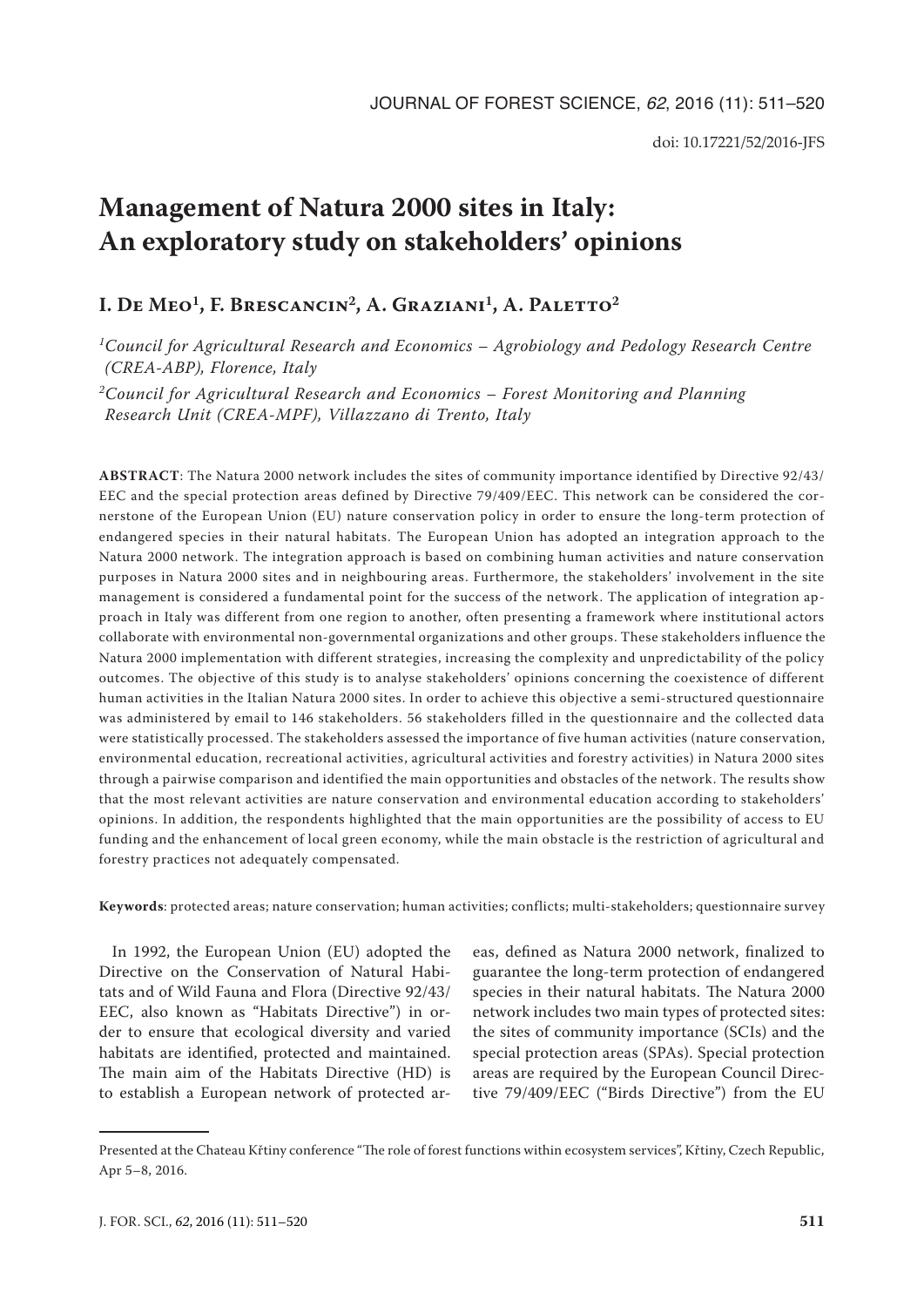doi: 10.17221/52/2016-JFS

# Management of Natura 2000 sites in Italy: An exploratory study on stakeholders' opinions

**I. De Meo[1], F. Brescancin[2], A. Graziani[1], A. Paletto[2]**

*[1]Council for Agricultural Research and Economics – Agrobiology and Pedology Research Centre (CREA-ABP), Florence, Italy*

*[2]Council for Agricultural Research and Economics – Forest Monitoring and Planning Research Unit (CREA-MPF), Villazzano di Trento, Italy*

**ABSTRACT**: The Natura 2000 network includes the sites of community importance identified by Directive 92/43/EEC and the special protection areas defined by Directive 79/409/EEC. This network can be considered the cornerstone of the European Union (EU) nature conservation policy in order to ensure the long-term protection of endangered species in their natural habitats. The European Union has adopted an integration approach to the Natura 2000 network. The integration approach is based on combining human activities and nature conservation purposes in Natura 2000 sites and in neighbouring areas. Furthermore, the stakeholders' involvement in the site management is considered a fundamental point for the success of the network. The application of integration approach in Italy was different from one region to another, often presenting a framework where institutional actors collaborate with environmental non-governmental organizations and other groups. These stakeholders influence the Natura 2000 implementation with different strategies, increasing the complexity and unpredictability of the policy outcomes. The objective of this study is to analyse stakeholders' opinions concerning the coexistence of different human activities in the Italian Natura 2000 sites. In order to achieve this objective a semi-structured questionnaire was administered by email to 146 stakeholders. 56 stakeholders filled in the questionnaire and the collected data were statistically processed. The stakeholders assessed the importance of five human activities (nature conservation, environmental education, recreational activities, agricultural activities and forestry activities) in Natura 2000 sites through a pairwise comparison and identified the main opportunities and obstacles of the network. The results show that the most relevant activities are nature conservation and environmental education according to stakeholders' opinions. In addition, the respondents highlighted that the main opportunities are the possibility of access to EU funding and the enhancement of local green economy, while the main obstacle is the restriction of agricultural and forestry practices not adequately compensated.

**Keywords**: protected areas; nature conservation; human activities; conflicts; multi-stakeholders; questionnaire survey

In 1992, the European Union (EU) adopted the Directive on the Conservation of Natural Habitats and of Wild Fauna and Flora (Directive 92/43/EEC, also known as "Habitats Directive") in order to ensure that ecological diversity and varied habitats are identified, protected and maintained. The main aim of the Habitats Directive (HD) is to establish a European network of protected areas, defined as Natura 2000 network, finalized to guarantee the long-term protection of endangered species in their natural habitats. The Natura 2000 network includes two main types of protected sites: the sites of community importance (SCIs) and the special protection areas (SPAs). Special protection areas are required by the European Council Directive 79/409/EEC ("Birds Directive") from the EU

Presented at the Chateau Křtiny conference "The role of forest functions within ecosystem services", Křtiny, Czech Republic, Apr 5–8, 2016.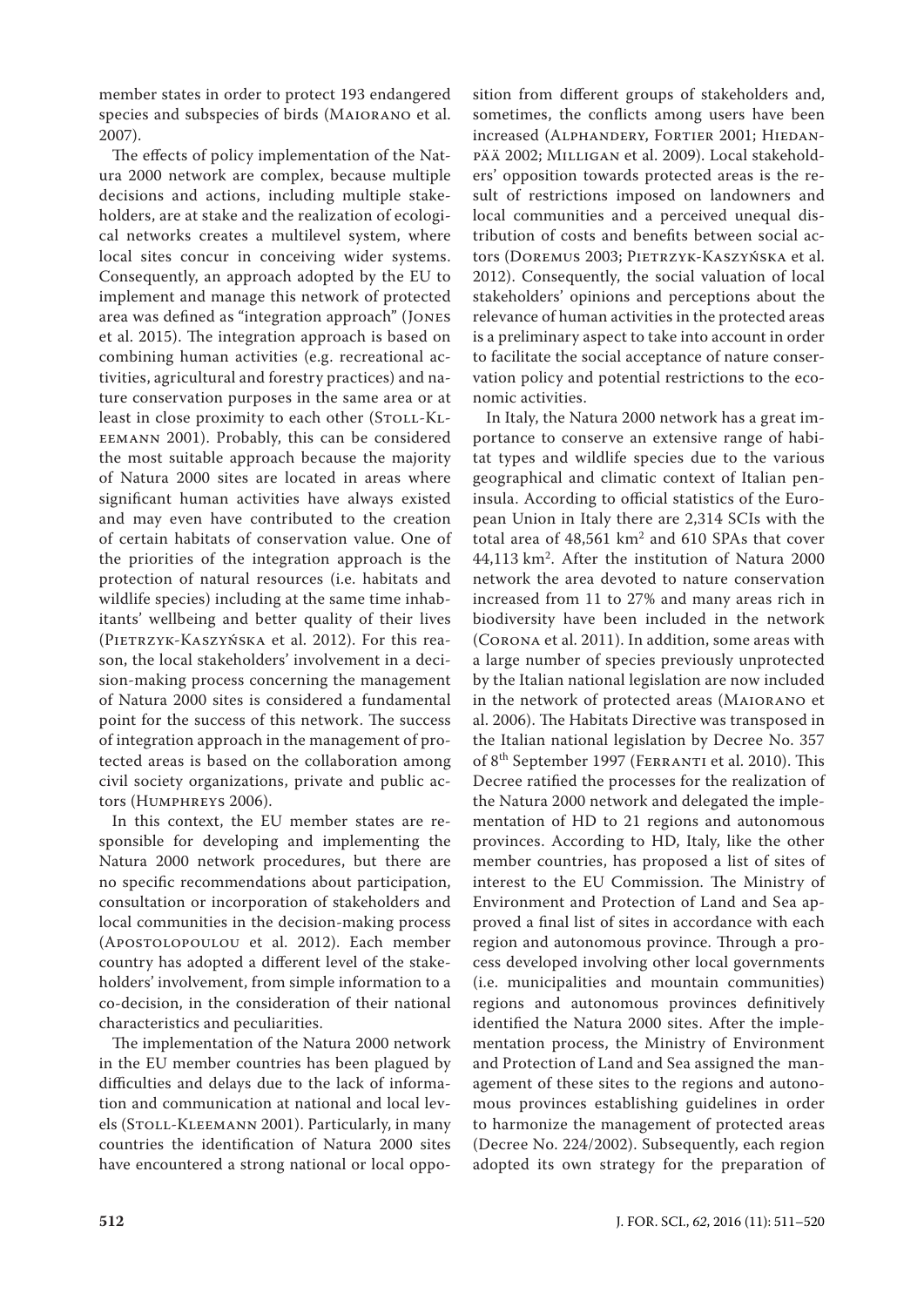member states in order to protect 193 endangered species and subspecies of birds (Maiorano et al. 2007).

The effects of policy implementation of the Natura 2000 network are complex, because multiple decisions and actions, including multiple stakeholders, are at stake and the realization of ecological networks creates a multilevel system, where local sites concur in conceiving wider systems. Consequently, an approach adopted by the EU to implement and manage this network of protected area was defined as "integration approach" (Jones et al. 2015). The integration approach is based on combining human activities (e.g. recreational activities, agricultural and forestry practices) and nature conservation purposes in the same area or at least in close proximity to each other (Stoll-Kleemann 2001). Probably, this can be considered the most suitable approach because the majority of Natura 2000 sites are located in areas where significant human activities have always existed and may even have contributed to the creation of certain habitats of conservation value. One of the priorities of the integration approach is the protection of natural resources (i.e. habitats and wildlife species) including at the same time inhabitants' wellbeing and better quality of their lives (Pietrzyk-Kaszyńska et al. 2012). For this reason, the local stakeholders' involvement in a decision-making process concerning the management of Natura 2000 sites is considered a fundamental point for the success of this network. The success of integration approach in the management of protected areas is based on the collaboration among civil society organizations, private and public actors (Humphreys 2006).

In this context, the EU member states are responsible for developing and implementing the Natura 2000 network procedures, but there are no specific recommendations about participation, consultation or incorporation of stakeholders and local communities in the decision-making process (Apostolopoulou et al. 2012). Each member country has adopted a different level of the stakeholders' involvement, from simple information to a co-decision, in the consideration of their national characteristics and peculiarities.

The implementation of the Natura 2000 network in the EU member countries has been plagued by difficulties and delays due to the lack of information and communication at national and local levels (Stoll-Kleemann 2001). Particularly, in many countries the identification of Natura 2000 sites have encountered a strong national or local opposition from different groups of stakeholders and, sometimes, the conflicts among users have been increased (Alphandery, Fortier 2001; Hiedanpää 2002; Milligan et al. 2009). Local stakeholders' opposition towards protected areas is the result of restrictions imposed on landowners and local communities and a perceived unequal distribution of costs and benefits between social actors (Doremus 2003; Pietrzyk-Kaszyńska et al. 2012). Consequently, the social valuation of local stakeholders' opinions and perceptions about the relevance of human activities in the protected areas is a preliminary aspect to take into account in order to facilitate the social acceptance of nature conservation policy and potential restrictions to the economic activities.

In Italy, the Natura 2000 network has a great importance to conserve an extensive range of habitat types and wildlife species due to the various geographical and climatic context of Italian peninsula. According to official statistics of the European Union in Italy there are 2,314 SCIs with the total area of 48,561 km$^2$ and 610 SPAs that cover 44,113 km$^2$. After the institution of Natura 2000 network the area devoted to nature conservation increased from 11 to 27% and many areas rich in biodiversity have been included in the network (Corona et al. 2011). In addition, some areas with a large number of species previously unprotected by the Italian national legislation are now included in the network of protected areas (Maiorano et al. 2006). The Habitats Directive was transposed in the Italian national legislation by Decree No. 357 of 8$^{th}$ September 1997 (Ferranti et al. 2010). This Decree ratified the processes for the realization of the Natura 2000 network and delegated the implementation of HD to 21 regions and autonomous provinces. According to HD, Italy, like the other member countries, has proposed a list of sites of interest to the EU Commission. The Ministry of Environment and Protection of Land and Sea approved a final list of sites in accordance with each region and autonomous province. Through a process developed involving other local governments (i.e. municipalities and mountain communities) regions and autonomous provinces definitively identified the Natura 2000 sites. After the implementation process, the Ministry of Environment and Protection of Land and Sea assigned the management of these sites to the regions and autonomous provinces establishing guidelines in order to harmonize the management of protected areas (Decree No. 224/2002). Subsequently, each region adopted its own strategy for the preparation of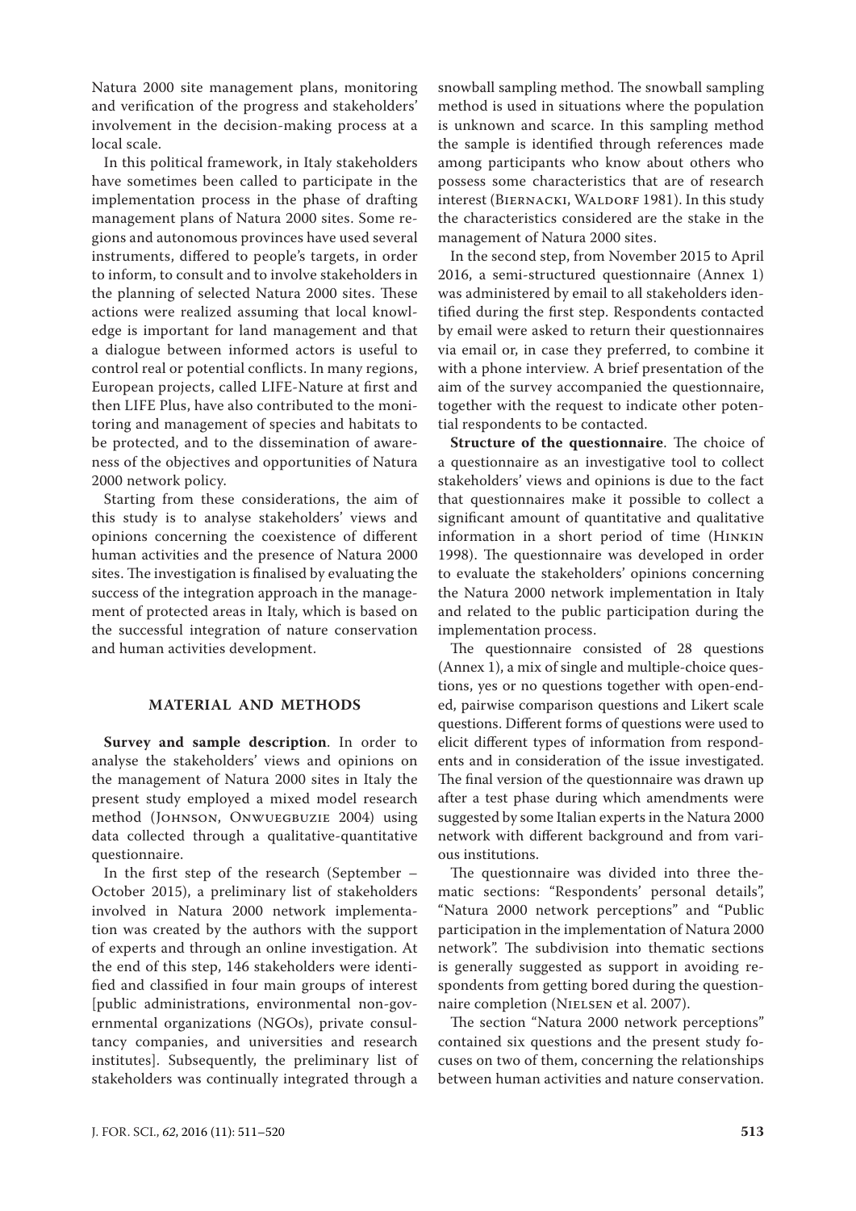Natura 2000 site management plans, monitoring and verification of the progress and stakeholders' involvement in the decision-making process at a local scale.

In this political framework, in Italy stakeholders have sometimes been called to participate in the implementation process in the phase of drafting management plans of Natura 2000 sites. Some regions and autonomous provinces have used several instruments, differed to people's targets, in order to inform, to consult and to involve stakeholders in the planning of selected Natura 2000 sites. These actions were realized assuming that local knowledge is important for land management and that a dialogue between informed actors is useful to control real or potential conflicts. In many regions, European projects, called LIFE-Nature at first and then LIFE Plus, have also contributed to the monitoring and management of species and habitats to be protected, and to the dissemination of awareness of the objectives and opportunities of Natura 2000 network policy.

Starting from these considerations, the aim of this study is to analyse stakeholders' views and opinions concerning the coexistence of different human activities and the presence of Natura 2000 sites. The investigation is finalised by evaluating the success of the integration approach in the management of protected areas in Italy, which is based on the successful integration of nature conservation and human activities development.

## MATERIAL AND METHODS

**Survey and sample description**. In order to analyse the stakeholders' views and opinions on the management of Natura 2000 sites in Italy the present study employed a mixed model research method (Johnson, Onwuegbuzie 2004) using data collected through a qualitative-quantitative questionnaire.

In the first step of the research (September – October 2015), a preliminary list of stakeholders involved in Natura 2000 network implementation was created by the authors with the support of experts and through an online investigation. At the end of this step, 146 stakeholders were identified and classified in four main groups of interest [public administrations, environmental non-governmental organizations (NGOs), private consultancy companies, and universities and research institutes]. Subsequently, the preliminary list of stakeholders was continually integrated through a snowball sampling method. The snowball sampling method is used in situations where the population is unknown and scarce. In this sampling method the sample is identified through references made among participants who know about others who possess some characteristics that are of research interest (Biernacki, Waldorf 1981). In this study the characteristics considered are the stake in the management of Natura 2000 sites.

In the second step, from November 2015 to April 2016, a semi-structured questionnaire (Annex 1) was administered by email to all stakeholders identified during the first step. Respondents contacted by email were asked to return their questionnaires via email or, in case they preferred, to combine it with a phone interview. A brief presentation of the aim of the survey accompanied the questionnaire, together with the request to indicate other potential respondents to be contacted.

**Structure of the questionnaire**. The choice of a questionnaire as an investigative tool to collect stakeholders' views and opinions is due to the fact that questionnaires make it possible to collect a significant amount of quantitative and qualitative information in a short period of time (Hinkin 1998). The questionnaire was developed in order to evaluate the stakeholders' opinions concerning the Natura 2000 network implementation in Italy and related to the public participation during the implementation process.

The questionnaire consisted of 28 questions (Annex 1), a mix of single and multiple-choice questions, yes or no questions together with open-ended, pairwise comparison questions and Likert scale questions. Different forms of questions were used to elicit different types of information from respondents and in consideration of the issue investigated. The final version of the questionnaire was drawn up after a test phase during which amendments were suggested by some Italian experts in the Natura 2000 network with different background and from various institutions.

The questionnaire was divided into three thematic sections: "Respondents' personal details", "Natura 2000 network perceptions" and "Public participation in the implementation of Natura 2000 network". The subdivision into thematic sections is generally suggested as support in avoiding respondents from getting bored during the questionnaire completion (Nielsen et al. 2007).

The section "Natura 2000 network perceptions" contained six questions and the present study focuses on two of them, concerning the relationships between human activities and nature conservation.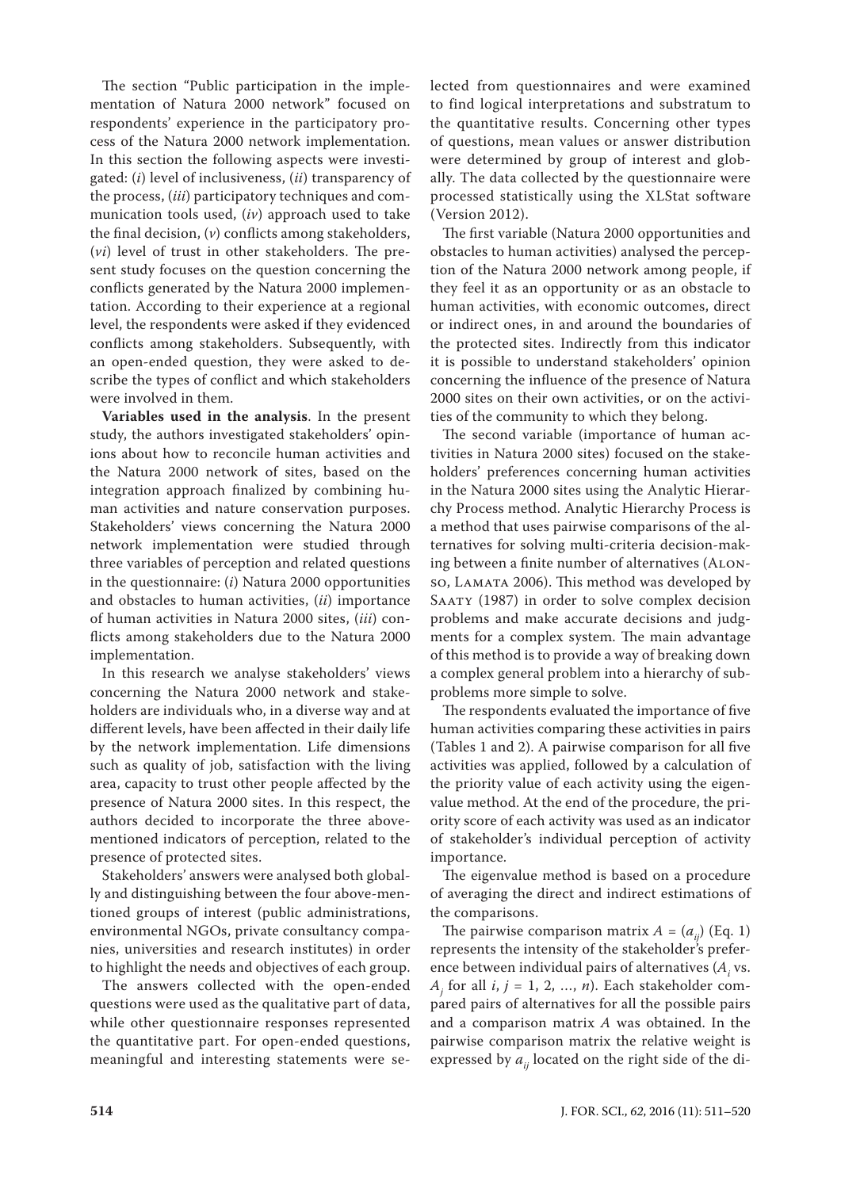The section "Public participation in the implementation of Natura 2000 network" focused on respondents' experience in the participatory process of the Natura 2000 network implementation. In this section the following aspects were investigated: (*i*) level of inclusiveness, (*ii*) transparency of the process, (*iii*) participatory techniques and communication tools used, (*iv*) approach used to take the final decision, (*v*) conflicts among stakeholders, (*vi*) level of trust in other stakeholders. The present study focuses on the question concerning the conflicts generated by the Natura 2000 implementation. According to their experience at a regional level, the respondents were asked if they evidenced conflicts among stakeholders. Subsequently, with an open-ended question, they were asked to describe the types of conflict and which stakeholders were involved in them.

**Variables used in the analysis**. In the present study, the authors investigated stakeholders' opinions about how to reconcile human activities and the Natura 2000 network of sites, based on the integration approach finalized by combining human activities and nature conservation purposes. Stakeholders' views concerning the Natura 2000 network implementation were studied through three variables of perception and related questions in the questionnaire: (*i*) Natura 2000 opportunities and obstacles to human activities, (*ii*) importance of human activities in Natura 2000 sites, (*iii*) conflicts among stakeholders due to the Natura 2000 implementation.

In this research we analyse stakeholders' views concerning the Natura 2000 network and stakeholders are individuals who, in a diverse way and at different levels, have been affected in their daily life by the network implementation. Life dimensions such as quality of job, satisfaction with the living area, capacity to trust other people affected by the presence of Natura 2000 sites. In this respect, the authors decided to incorporate the three above-mentioned indicators of perception, related to the presence of protected sites.

Stakeholders' answers were analysed both globally and distinguishing between the four above-mentioned groups of interest (public administrations, environmental NGOs, private consultancy companies, universities and research institutes) in order to highlight the needs and objectives of each group.

The answers collected with the open-ended questions were used as the qualitative part of data, while other questionnaire responses represented the quantitative part. For open-ended questions, meaningful and interesting statements were selected from questionnaires and were examined to find logical interpretations and substratum to the quantitative results. Concerning other types of questions, mean values or answer distribution were determined by group of interest and globally. The data collected by the questionnaire were processed statistically using the XLStat software (Version 2012).

The first variable (Natura 2000 opportunities and obstacles to human activities) analysed the perception of the Natura 2000 network among people, if they feel it as an opportunity or as an obstacle to human activities, with economic outcomes, direct or indirect ones, in and around the boundaries of the protected sites. Indirectly from this indicator it is possible to understand stakeholders' opinion concerning the influence of the presence of Natura 2000 sites on their own activities, or on the activities of the community to which they belong.

The second variable (importance of human activities in Natura 2000 sites) focused on the stakeholders' preferences concerning human activities in the Natura 2000 sites using the Analytic Hierarchy Process method. Analytic Hierarchy Process is a method that uses pairwise comparisons of the alternatives for solving multi-criteria decision-making between a finite number of alternatives (Alonso, Lamata 2006). This method was developed by Saaty (1987) in order to solve complex decision problems and make accurate decisions and judgments for a complex system. The main advantage of this method is to provide a way of breaking down a complex general problem into a hierarchy of subproblems more simple to solve.

The respondents evaluated the importance of five human activities comparing these activities in pairs (Tables 1 and 2). A pairwise comparison for all five activities was applied, followed by a calculation of the priority value of each activity using the eigenvalue method. At the end of the procedure, the priority score of each activity was used as an indicator of stakeholder's individual perception of activity importance.

The eigenvalue method is based on a procedure of averaging the direct and indirect estimations of the comparisons.

The pairwise comparison matrix $A = (a_{ij})$ (Eq. 1) represents the intensity of the stakeholder's preference between individual pairs of alternatives ($A_i$ vs. $A_j$ for all $i$, $j$ = 1, 2, ..., $n$). Each stakeholder compared pairs of alternatives for all the possible pairs and a comparison matrix $A$ was obtained. In the pairwise comparison matrix the relative weight is expressed by $a_{ij}$ located on the right side of the di-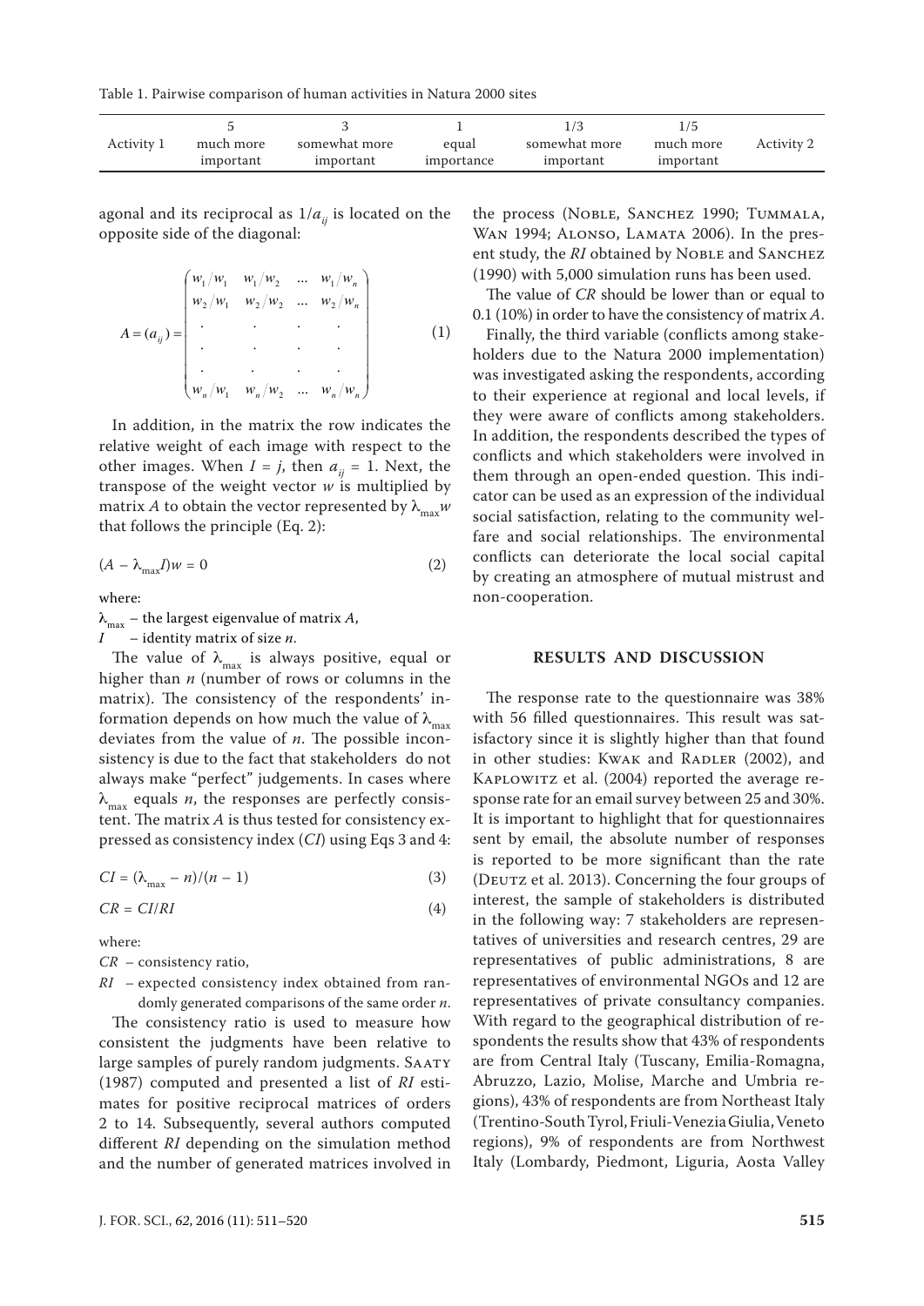Table 1. Pairwise comparison of human activities in Natura 2000 sites

| | 5 | 3 | 1 | 1/3 | 1/5 | |
|---|---|---|---|---|---|---|
| Activity 1 | much more important | somewhat more important | equal importance | somewhat more important | much more important | Activity 2 |

agonal and its reciprocal as $1/a_{ij}$ is located on the opposite side of the diagonal:

$$A = (a_{ij}) = \begin{pmatrix} w_1/w_1 & w_1/w_2 & \dots & w_1/w_n \\ w_2/w_1 & w_2/w_2 & \dots & w_2/w_n \\ . & . & . & . \\ . & . & . & . \\ . & . & . & . \\ w_n/w_1 & w_n/w_2 & \dots & w_n/w_n \end{pmatrix} \tag{1}$$

In addition, in the matrix the row indicates the relative weight of each image with respect to the other images. When $I = j$, then $a_{ij} = 1$. Next, the transpose of the weight vector $w$ is multiplied by matrix $A$ to obtain the vector represented by $\lambda_{max}w$ that follows the principle (Eq. 2):

$$(A - \lambda_{max}I)w = 0 \tag{2}$$

where:

$\lambda_{max}$ – the largest eigenvalue of matrix $A$,

$I$ – identity matrix of size $n$.

The value of $\lambda_{max}$ is always positive, equal or higher than $n$ (number of rows or columns in the matrix). The consistency of the respondents' information depends on how much the value of $\lambda_{max}$ deviates from the value of $n$. The possible inconsistency is due to the fact that stakeholders do not always make "perfect" judgements. In cases where $\lambda_{max}$ equals $n$, the responses are perfectly consistent. The matrix $A$ is thus tested for consistency expressed as consistency index ($CI$) using Eqs 3 and 4:

$$CI = (\lambda_{max} - n)/(n - 1) \tag{3}$$

$$CR = CI/RI \tag{4}$$

where:

$CR$ – consistency ratio,

$RI$ – expected consistency index obtained from randomly generated comparisons of the same order $n$.

The consistency ratio is used to measure how consistent the judgments have been relative to large samples of purely random judgments. Saaty (1987) computed and presented a list of $RI$ estimates for positive reciprocal matrices of orders 2 to 14. Subsequently, several authors computed different $RI$ depending on the simulation method and the number of generated matrices involved in the process (Noble, Sanchez 1990; Tummala, Wan 1994; Alonso, Lamata 2006). In the present study, the $RI$ obtained by Noble and Sanchez (1990) with 5,000 simulation runs has been used.

The value of $CR$ should be lower than or equal to 0.1 (10%) in order to have the consistency of matrix $A$.

Finally, the third variable (conflicts among stakeholders due to the Natura 2000 implementation) was investigated asking the respondents, according to their experience at regional and local levels, if they were aware of conflicts among stakeholders. In addition, the respondents described the types of conflicts and which stakeholders were involved in them through an open-ended question. This indicator can be used as an expression of the individual social satisfaction, relating to the community welfare and social relationships. The environmental conflicts can deteriorate the local social capital by creating an atmosphere of mutual mistrust and non-cooperation.

## RESULTS AND DISCUSSION

The response rate to the questionnaire was 38% with 56 filled questionnaires. This result was satisfactory since it is slightly higher than that found in other studies: Kwak and Radler (2002), and Kaplowitz et al. (2004) reported the average response rate for an email survey between 25 and 30%. It is important to highlight that for questionnaires sent by email, the absolute number of responses is reported to be more significant than the rate (Deutz et al. 2013). Concerning the four groups of interest, the sample of stakeholders is distributed in the following way: 7 stakeholders are representatives of universities and research centres, 29 are representatives of public administrations, 8 are representatives of environmental NGOs and 12 are representatives of private consultancy companies. With regard to the geographical distribution of respondents the results show that 43% of respondents are from Central Italy (Tuscany, Emilia-Romagna, Abruzzo, Lazio, Molise, Marche and Umbria regions), 43% of respondents are from Northeast Italy (Trentino-South Tyrol, Friuli-Venezia Giulia, Veneto regions), 9% of respondents are from Northwest Italy (Lombardy, Piedmont, Liguria, Aosta Valley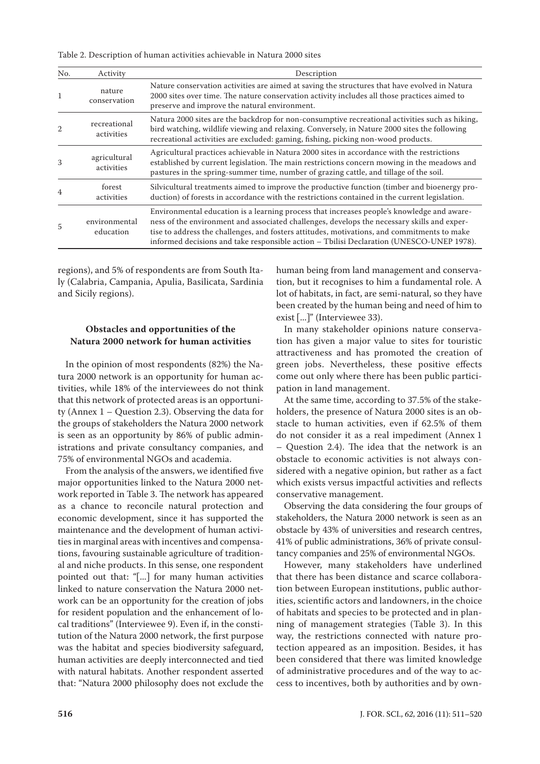Table 2. Description of human activities achievable in Natura 2000 sites

| No. | Activity | Description |
|---|---|---|
| 1 | nature conservation | Nature conservation activities are aimed at saving the structures that have evolved in Natura 2000 sites over time. The nature conservation activity includes all those practices aimed to preserve and improve the natural environment. |
| 2 | recreational activities | Natura 2000 sites are the backdrop for non-consumptive recreational activities such as hiking, bird watching, wildlife viewing and relaxing. Conversely, in Nature 2000 sites the following recreational activities are excluded: gaming, fishing, picking non-wood products. |
| 3 | agricultural activities | Agricultural practices achievable in Natura 2000 sites in accordance with the restrictions established by current legislation. The main restrictions concern mowing in the meadows and pastures in the spring-summer time, number of grazing cattle, and tillage of the soil. |
| 4 | forest activities | Silvicultural treatments aimed to improve the productive function (timber and bioenergy production) of forests in accordance with the restrictions contained in the current legislation. |
| 5 | environmental education | Environmental education is a learning process that increases people's knowledge and awareness of the environment and associated challenges, develops the necessary skills and expertise to address the challenges, and fosters attitudes, motivations, and commitments to make informed decisions and take responsible action – Tbilisi Declaration (UNESCO-UNEP 1978). |

regions), and 5% of respondents are from South Italy (Calabria, Campania, Apulia, Basilicata, Sardinia and Sicily regions).

### Obstacles and opportunities of the Natura 2000 network for human activities

In the opinion of most respondents (82%) the Natura 2000 network is an opportunity for human activities, while 18% of the interviewees do not think that this network of protected areas is an opportunity (Annex 1 – Question 2.3). Observing the data for the groups of stakeholders the Natura 2000 network is seen as an opportunity by 86% of public administrations and private consultancy companies, and 75% of environmental NGOs and academia.

From the analysis of the answers, we identified five major opportunities linked to the Natura 2000 network reported in Table 3. The network has appeared as a chance to reconcile natural protection and economic development, since it has supported the maintenance and the development of human activities in marginal areas with incentives and compensations, favouring sustainable agriculture of traditional and niche products. In this sense, one respondent pointed out that: "[...] for many human activities linked to nature conservation the Natura 2000 network can be an opportunity for the creation of jobs for resident population and the enhancement of local traditions" (Interviewee 9). Even if, in the constitution of the Natura 2000 network, the first purpose was the habitat and species biodiversity safeguard, human activities are deeply interconnected and tied with natural habitats. Another respondent asserted that: "Natura 2000 philosophy does not exclude the human being from land management and conservation, but it recognises to him a fundamental role. A lot of habitats, in fact, are semi-natural, so they have been created by the human being and need of him to exist [...]" (Interviewee 33).

In many stakeholder opinions nature conservation has given a major value to sites for touristic attractiveness and has promoted the creation of green jobs. Nevertheless, these positive effects come out only where there has been public participation in land management.

At the same time, according to 37.5% of the stakeholders, the presence of Natura 2000 sites is an obstacle to human activities, even if 62.5% of them do not consider it as a real impediment (Annex 1 – Question 2.4). The idea that the network is an obstacle to economic activities is not always considered with a negative opinion, but rather as a fact which exists versus impactful activities and reflects conservative management.

Observing the data considering the four groups of stakeholders, the Natura 2000 network is seen as an obstacle by 43% of universities and research centres, 41% of public administrations, 36% of private consultancy companies and 25% of environmental NGOs.

However, many stakeholders have underlined that there has been distance and scarce collaboration between European institutions, public authorities, scientific actors and landowners, in the choice of habitats and species to be protected and in planning of management strategies (Table 3). In this way, the restrictions connected with nature protection appeared as an imposition. Besides, it has been considered that there was limited knowledge of administrative procedures and of the way to access to incentives, both by authorities and by own-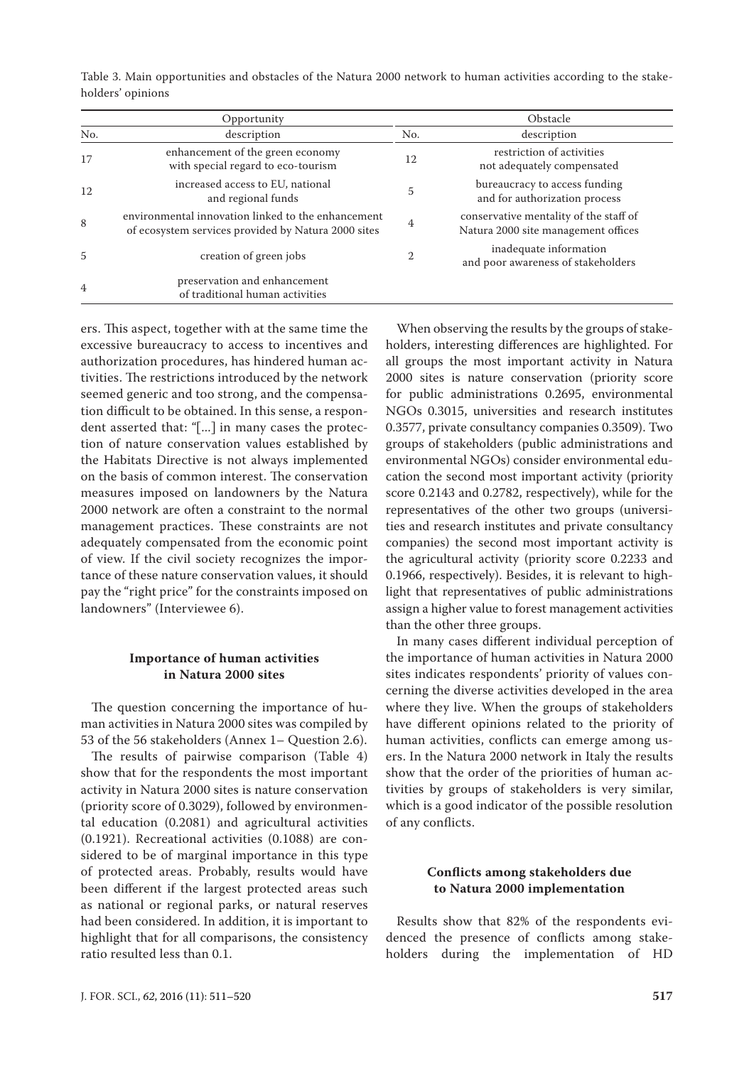Table 3. Main opportunities and obstacles of the Natura 2000 network to human activities according to the stakeholders' opinions

| Opportunity | | Obstacle | |
|---|---|---|---|
| No. | description | No. | description |
| 17 | enhancement of the green economy with special regard to eco-tourism | 12 | restriction of activities not adequately compensated |
| 12 | increased access to EU, national and regional funds | 5 | bureaucracy to access funding and for authorization process |
| 8 | environmental innovation linked to the enhancement of ecosystem services provided by Natura 2000 sites | 4 | conservative mentality of the staff of Natura 2000 site management offices |
| 5 | creation of green jobs | 2 | inadequate information and poor awareness of stakeholders |
| 4 | preservation and enhancement of traditional human activities | | |

ers. This aspect, together with at the same time the excessive bureaucracy to access to incentives and authorization procedures, has hindered human activities. The restrictions introduced by the network seemed generic and too strong, and the compensation difficult to be obtained. In this sense, a respondent asserted that: "[...] in many cases the protection of nature conservation values established by the Habitats Directive is not always implemented on the basis of common interest. The conservation measures imposed on landowners by the Natura 2000 network are often a constraint to the normal management practices. These constraints are not adequately compensated from the economic point of view. If the civil society recognizes the importance of these nature conservation values, it should pay the "right price" for the constraints imposed on landowners" (Interviewee 6).

### Importance of human activities in Natura 2000 sites

The question concerning the importance of human activities in Natura 2000 sites was compiled by 53 of the 56 stakeholders (Annex 1– Question 2.6).

The results of pairwise comparison (Table 4) show that for the respondents the most important activity in Natura 2000 sites is nature conservation (priority score of 0.3029), followed by environmental education (0.2081) and agricultural activities (0.1921). Recreational activities (0.1088) are considered to be of marginal importance in this type of protected areas. Probably, results would have been different if the largest protected areas such as national or regional parks, or natural reserves had been considered. In addition, it is important to highlight that for all comparisons, the consistency ratio resulted less than 0.1.

When observing the results by the groups of stakeholders, interesting differences are highlighted. For all groups the most important activity in Natura 2000 sites is nature conservation (priority score for public administrations 0.2695, environmental NGOs 0.3015, universities and research institutes 0.3577, private consultancy companies 0.3509). Two groups of stakeholders (public administrations and environmental NGOs) consider environmental education the second most important activity (priority score 0.2143 and 0.2782, respectively), while for the representatives of the other two groups (universities and research institutes and private consultancy companies) the second most important activity is the agricultural activity (priority score 0.2233 and 0.1966, respectively). Besides, it is relevant to highlight that representatives of public administrations assign a higher value to forest management activities than the other three groups.

In many cases different individual perception of the importance of human activities in Natura 2000 sites indicates respondents' priority of values concerning the diverse activities developed in the area where they live. When the groups of stakeholders have different opinions related to the priority of human activities, conflicts can emerge among users. In the Natura 2000 network in Italy the results show that the order of the priorities of human activities by groups of stakeholders is very similar, which is a good indicator of the possible resolution of any conflicts.

### Conflicts among stakeholders due to Natura 2000 implementation

Results show that 82% of the respondents evidenced the presence of conflicts among stakeholders during the implementation of HD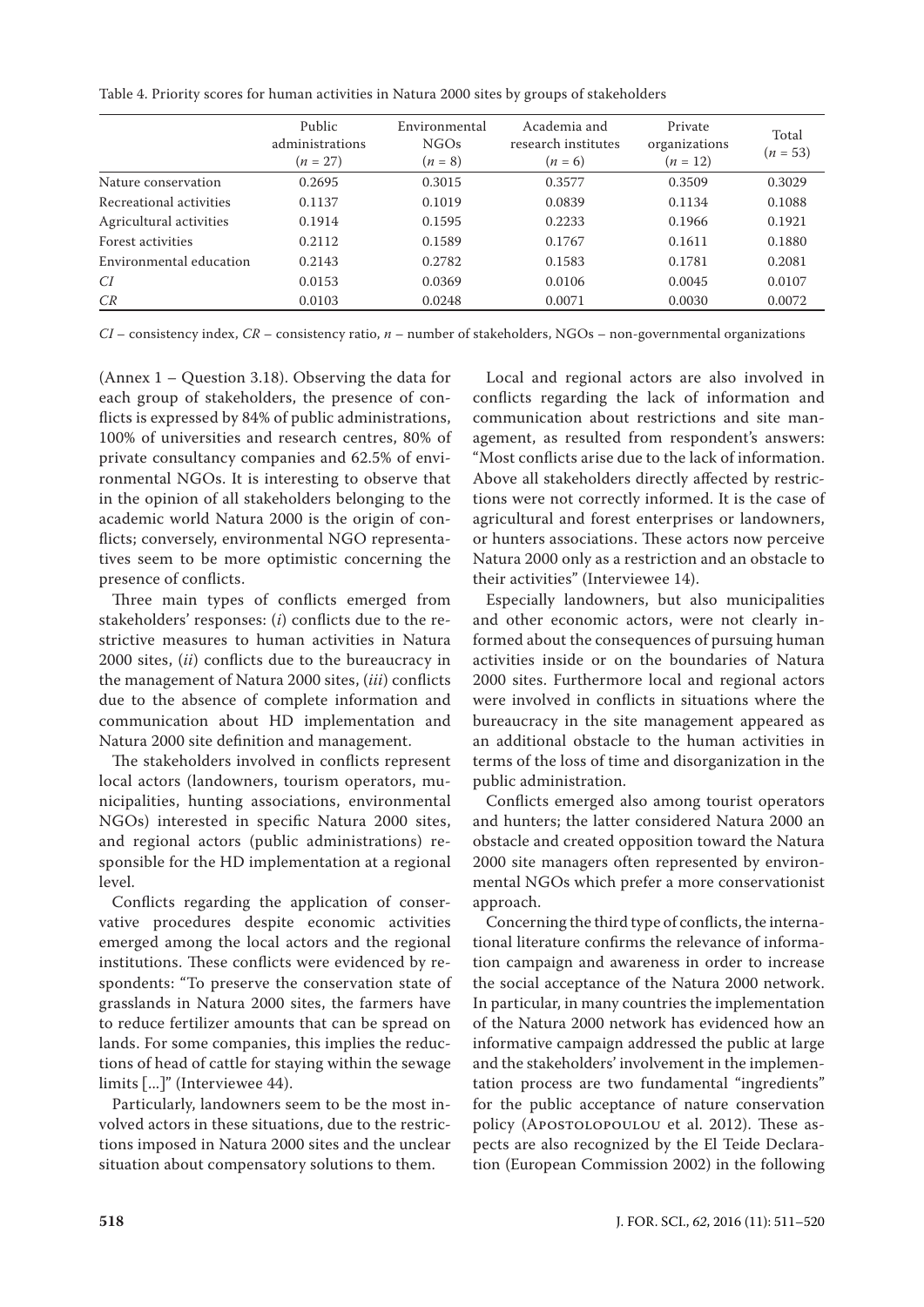Table 4. Priority scores for human activities in Natura 2000 sites by groups of stakeholders

| | Public administrations ($n$ = 27) | Environmental NGOs ($n$ = 8) | Academia and research institutes ($n$ = 6) | Private organizations ($n$ = 12) | Total ($n$ = 53) |
|---|---|---|---|---|---|
| Nature conservation | 0.2695 | 0.3015 | 0.3577 | 0.3509 | 0.3029 |
| Recreational activities | 0.1137 | 0.1019 | 0.0839 | 0.1134 | 0.1088 |
| Agricultural activities | 0.1914 | 0.1595 | 0.2233 | 0.1966 | 0.1921 |
| Forest activities | 0.2112 | 0.1589 | 0.1767 | 0.1611 | 0.1880 |
| Environmental education | 0.2143 | 0.2782 | 0.1583 | 0.1781 | 0.2081 |
| *CI* | 0.0153 | 0.0369 | 0.0106 | 0.0045 | 0.0107 |
| *CR* | 0.0103 | 0.0248 | 0.0071 | 0.0030 | 0.0072 |

*CI* – consistency index, *CR* – consistency ratio, $n$ – number of stakeholders, NGOs – non-governmental organizations

(Annex 1 – Question 3.18). Observing the data for each group of stakeholders, the presence of conflicts is expressed by 84% of public administrations, 100% of universities and research centres, 80% of private consultancy companies and 62.5% of environmental NGOs. It is interesting to observe that in the opinion of all stakeholders belonging to the academic world Natura 2000 is the origin of conflicts; conversely, environmental NGO representatives seem to be more optimistic concerning the presence of conflicts.

Three main types of conflicts emerged from stakeholders' responses: (*i*) conflicts due to the restrictive measures to human activities in Natura 2000 sites, (*ii*) conflicts due to the bureaucracy in the management of Natura 2000 sites, (*iii*) conflicts due to the absence of complete information and communication about HD implementation and Natura 2000 site definition and management.

The stakeholders involved in conflicts represent local actors (landowners, tourism operators, municipalities, hunting associations, environmental NGOs) interested in specific Natura 2000 sites, and regional actors (public administrations) responsible for the HD implementation at a regional level.

Conflicts regarding the application of conservative procedures despite economic activities emerged among the local actors and the regional institutions. These conflicts were evidenced by respondents: "To preserve the conservation state of grasslands in Natura 2000 sites, the farmers have to reduce fertilizer amounts that can be spread on lands. For some companies, this implies the reductions of head of cattle for staying within the sewage limits [...]" (Interviewee 44).

Particularly, landowners seem to be the most involved actors in these situations, due to the restrictions imposed in Natura 2000 sites and the unclear situation about compensatory solutions to them.

Local and regional actors are also involved in conflicts regarding the lack of information and communication about restrictions and site management, as resulted from respondent's answers: "Most conflicts arise due to the lack of information. Above all stakeholders directly affected by restrictions were not correctly informed. It is the case of agricultural and forest enterprises or landowners, or hunters associations. These actors now perceive Natura 2000 only as a restriction and an obstacle to their activities" (Interviewee 14).

Especially landowners, but also municipalities and other economic actors, were not clearly informed about the consequences of pursuing human activities inside or on the boundaries of Natura 2000 sites. Furthermore local and regional actors were involved in conflicts in situations where the bureaucracy in the site management appeared as an additional obstacle to the human activities in terms of the loss of time and disorganization in the public administration.

Conflicts emerged also among tourist operators and hunters; the latter considered Natura 2000 an obstacle and created opposition toward the Natura 2000 site managers often represented by environmental NGOs which prefer a more conservationist approach.

Concerning the third type of conflicts, the international literature confirms the relevance of information campaign and awareness in order to increase the social acceptance of the Natura 2000 network. In particular, in many countries the implementation of the Natura 2000 network has evidenced how an informative campaign addressed the public at large and the stakeholders' involvement in the implementation process are two fundamental "ingredients" for the public acceptance of nature conservation policy (Apostolopoulou et al. 2012). These aspects are also recognized by the El Teide Declaration (European Commission 2002) in the following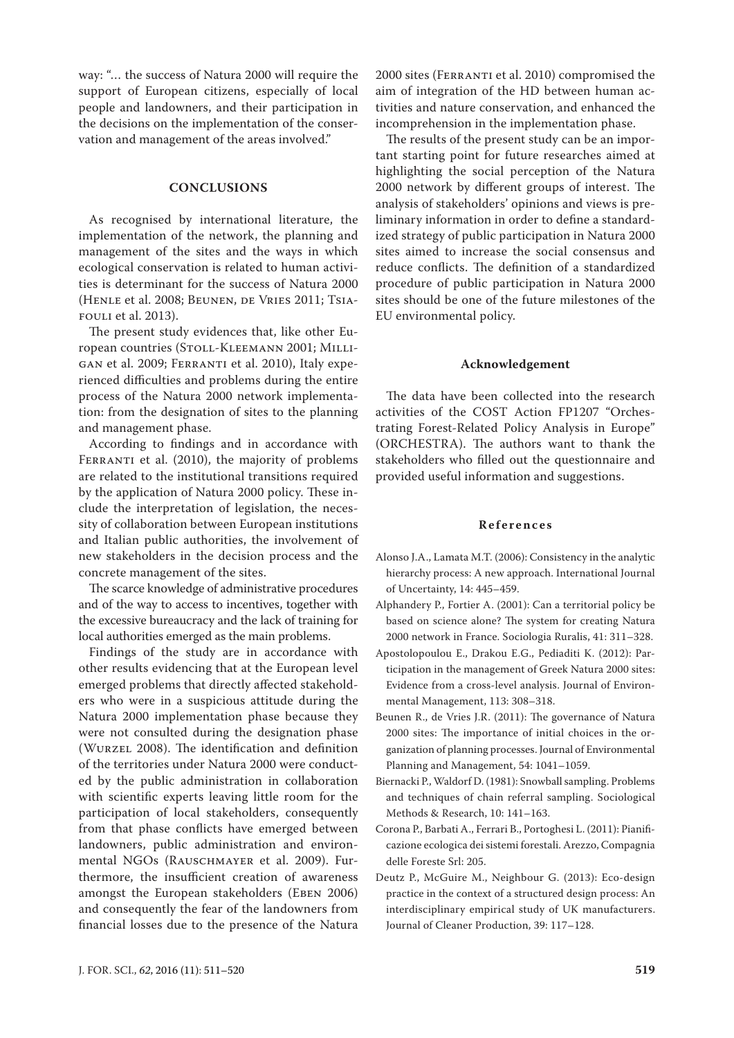way: "… the success of Natura 2000 will require the support of European citizens, especially of local people and landowners, and their participation in the decisions on the implementation of the conservation and management of the areas involved."

## CONCLUSIONS

As recognised by international literature, the implementation of the network, the planning and management of the sites and the ways in which ecological conservation is related to human activities is determinant for the success of Natura 2000 (Henle et al. 2008; Beunen, de Vries 2011; Tsiafouli et al. 2013).

The present study evidences that, like other European countries (Stoll-Kleemann 2001; Milligan et al. 2009; Ferranti et al. 2010), Italy experienced difficulties and problems during the entire process of the Natura 2000 network implementation: from the designation of sites to the planning and management phase.

According to findings and in accordance with Ferranti et al. (2010), the majority of problems are related to the institutional transitions required by the application of Natura 2000 policy. These include the interpretation of legislation, the necessity of collaboration between European institutions and Italian public authorities, the involvement of new stakeholders in the decision process and the concrete management of the sites.

The scarce knowledge of administrative procedures and of the way to access to incentives, together with the excessive bureaucracy and the lack of training for local authorities emerged as the main problems.

Findings of the study are in accordance with other results evidencing that at the European level emerged problems that directly affected stakeholders who were in a suspicious attitude during the Natura 2000 implementation phase because they were not consulted during the designation phase (Wurzel 2008). The identification and definition of the territories under Natura 2000 were conducted by the public administration in collaboration with scientific experts leaving little room for the participation of local stakeholders, consequently from that phase conflicts have emerged between landowners, public administration and environmental NGOs (Rauschmayer et al. 2009). Furthermore, the insufficient creation of awareness amongst the European stakeholders (Eben 2006) and consequently the fear of the landowners from financial losses due to the presence of the Natura 2000 sites (Ferranti et al. 2010) compromised the aim of integration of the HD between human activities and nature conservation, and enhanced the incomprehension in the implementation phase.

The results of the present study can be an important starting point for future researches aimed at highlighting the social perception of the Natura 2000 network by different groups of interest. The analysis of stakeholders' opinions and views is preliminary information in order to define a standardized strategy of public participation in Natura 2000 sites aimed to increase the social consensus and reduce conflicts. The definition of a standardized procedure of public participation in Natura 2000 sites should be one of the future milestones of the EU environmental policy.

### Acknowledgement

The data have been collected into the research activities of the COST Action FP1207 "Orchestrating Forest-Related Policy Analysis in Europe" (ORCHESTRA). The authors want to thank the stakeholders who filled out the questionnaire and provided useful information and suggestions.

### References

Alonso J.A., Lamata M.T. (2006): Consistency in the analytic hierarchy process: A new approach. International Journal of Uncertainty, 14: 445–459.

Alphandery P., Fortier A. (2001): Can a territorial policy be based on science alone? The system for creating Natura 2000 network in France. Sociologia Ruralis, 41: 311–328.

Apostolopoulou E., Drakou E.G., Pediaditi K. (2012): Participation in the management of Greek Natura 2000 sites: Evidence from a cross-level analysis. Journal of Environmental Management, 113: 308–318.

Beunen R., de Vries J.R. (2011): The governance of Natura 2000 sites: The importance of initial choices in the organization of planning processes. Journal of Environmental Planning and Management, 54: 1041–1059.

Biernacki P., Waldorf D. (1981): Snowball sampling. Problems and techniques of chain referral sampling. Sociological Methods & Research, 10: 141–163.

Corona P., Barbati A., Ferrari B., Portoghesi L. (2011): Pianificazione ecologica dei sistemi forestali. Arezzo, Compagnia delle Foreste Srl: 205.

Deutz P., McGuire M., Neighbour G. (2013): Eco-design practice in the context of a structured design process: An interdisciplinary empirical study of UK manufacturers. Journal of Cleaner Production, 39: 117–128.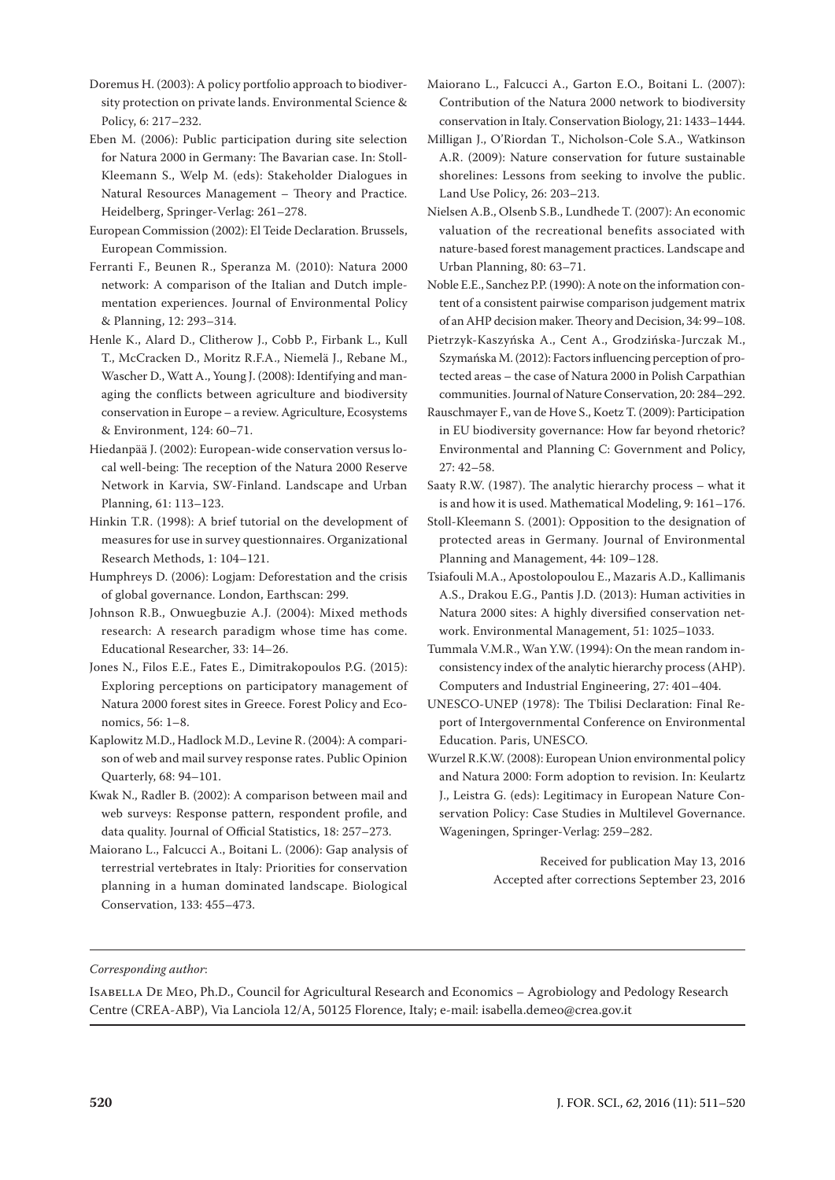Doremus H. (2003): A policy portfolio approach to biodiversity protection on private lands. Environmental Science & Policy, 6: 217–232.

Eben M. (2006): Public participation during site selection for Natura 2000 in Germany: The Bavarian case. In: Stoll-Kleemann S., Welp M. (eds): Stakeholder Dialogues in Natural Resources Management – Theory and Practice. Heidelberg, Springer-Verlag: 261–278.

European Commission (2002): El Teide Declaration. Brussels, European Commission.

Ferranti F., Beunen R., Speranza M. (2010): Natura 2000 network: A comparison of the Italian and Dutch implementation experiences. Journal of Environmental Policy & Planning, 12: 293–314.

Henle K., Alard D., Clitherow J., Cobb P., Firbank L., Kull T., McCracken D., Moritz R.F.A., Niemelä J., Rebane M., Wascher D., Watt A., Young J. (2008): Identifying and managing the conflicts between agriculture and biodiversity conservation in Europe – a review. Agriculture, Ecosystems & Environment, 124: 60–71.

Hiedanpää J. (2002): European-wide conservation versus local well-being: The reception of the Natura 2000 Reserve Network in Karvia, SW-Finland. Landscape and Urban Planning, 61: 113–123.

Hinkin T.R. (1998): A brief tutorial on the development of measures for use in survey questionnaires. Organizational Research Methods, 1: 104–121.

Humphreys D. (2006): Logjam: Deforestation and the crisis of global governance. London, Earthscan: 299.

Johnson R.B., Onwuegbuzie A.J. (2004): Mixed methods research: A research paradigm whose time has come. Educational Researcher, 33: 14–26.

Jones N., Filos E.E., Fates E., Dimitrakopoulos P.G. (2015): Exploring perceptions on participatory management of Natura 2000 forest sites in Greece. Forest Policy and Economics, 56: 1–8.

Kaplowitz M.D., Hadlock M.D., Levine R. (2004): A comparison of web and mail survey response rates. Public Opinion Quarterly, 68: 94–101.

Kwak N., Radler B. (2002): A comparison between mail and web surveys: Response pattern, respondent profile, and data quality. Journal of Official Statistics, 18: 257–273.

Maiorano L., Falcucci A., Boitani L. (2006): Gap analysis of terrestrial vertebrates in Italy: Priorities for conservation planning in a human dominated landscape. Biological Conservation, 133: 455–473.

Maiorano L., Falcucci A., Garton E.O., Boitani L. (2007): Contribution of the Natura 2000 network to biodiversity conservation in Italy. Conservation Biology, 21: 1433–1444.

Milligan J., O'Riordan T., Nicholson-Cole S.A., Watkinson A.R. (2009): Nature conservation for future sustainable shorelines: Lessons from seeking to involve the public. Land Use Policy, 26: 203–213.

Nielsen A.B., Olsenb S.B., Lundhede T. (2007): An economic valuation of the recreational benefits associated with nature-based forest management practices. Landscape and Urban Planning, 80: 63–71.

Noble E.E., Sanchez P.P. (1990): A note on the information content of a consistent pairwise comparison judgement matrix of an AHP decision maker. Theory and Decision, 34: 99–108.

Pietrzyk-Kaszyńska A., Cent A., Grodzińska-Jurczak M., Szymańska M. (2012): Factors influencing perception of protected areas – the case of Natura 2000 in Polish Carpathian communities. Journal of Nature Conservation, 20: 284–292.

Rauschmayer F., van de Hove S., Koetz T. (2009): Participation in EU biodiversity governance: How far beyond rhetoric? Environmental and Planning C: Government and Policy, 27: 42–58.

Saaty R.W. (1987). The analytic hierarchy process – what it is and how it is used. Mathematical Modeling, 9: 161–176.

Stoll-Kleemann S. (2001): Opposition to the designation of protected areas in Germany. Journal of Environmental Planning and Management, 44: 109–128.

Tsiafouli M.A., Apostolopoulou E., Mazaris A.D., Kallimanis A.S., Drakou E.G., Pantis J.D. (2013): Human activities in Natura 2000 sites: A highly diversified conservation network. Environmental Management, 51: 1025–1033.

Tummala V.M.R., Wan Y.W. (1994): On the mean random inconsistency index of the analytic hierarchy process (AHP). Computers and Industrial Engineering, 27: 401–404.

UNESCO-UNEP (1978): The Tbilisi Declaration: Final Report of Intergovernmental Conference on Environmental Education. Paris, UNESCO.

Wurzel R.K.W. (2008): European Union environmental policy and Natura 2000: Form adoption to revision. In: Keulartz J., Leistra G. (eds): Legitimacy in European Nature Conservation Policy: Case Studies in Multilevel Governance. Wageningen, Springer-Verlag: 259–282.

Received for publication May 13, 2016
Accepted after corrections September 23, 2016

*Corresponding author*:

Isabella De Meo, Ph.D., Council for Agricultural Research and Economics – Agrobiology and Pedology Research Centre (CREA-ABP), Via Lanciola 12/A, 50125 Florence, Italy; e-mail: isabella.demeo@crea.gov.it